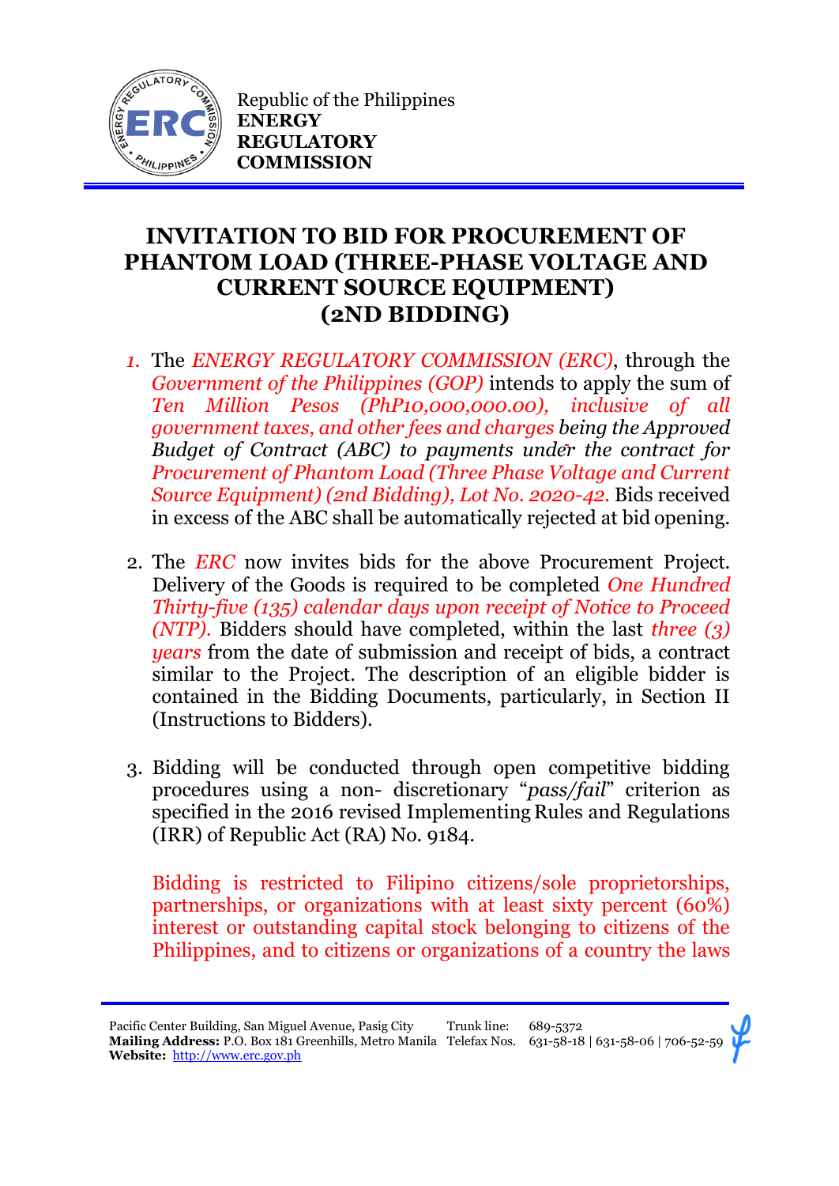Republic of the Philippines
**ENERGY REGULATORY COMMISSION**

# INVITATION TO BID FOR PROCUREMENT OF PHANTOM LOAD (THREE-PHASE VOLTAGE AND CURRENT SOURCE EQUIPMENT) (2ND BIDDING)

1. The *ENERGY REGULATORY COMMISSION (ERC)*, through the *Government of the Philippines (GOP)* intends to apply the sum of *Ten Million Pesos (PhP10,000,000.00), inclusive of all government taxes, and other fees and charges being the Approved Budget of Contract (ABC) to payments under the contract for Procurement of Phantom Load (Three Phase Voltage and Current Source Equipment) (2nd Bidding), Lot No. 2020-42.* Bids received in excess of the ABC shall be automatically rejected at bid opening.

2. The *ERC* now invites bids for the above Procurement Project. Delivery of the Goods is required to be completed *One Hundred Thirty-five (135) calendar days upon receipt of Notice to Proceed (NTP).* Bidders should have completed, within the last *three (3) years* from the date of submission and receipt of bids, a contract similar to the Project. The description of an eligible bidder is contained in the Bidding Documents, particularly, in Section II (Instructions to Bidders).

3. Bidding will be conducted through open competitive bidding procedures using a non- discretionary "*pass/fail*" criterion as specified in the 2016 revised Implementing Rules and Regulations (IRR) of Republic Act (RA) No. 9184.

   Bidding is restricted to Filipino citizens/sole proprietorships, partnerships, or organizations with at least sixty percent (60%) interest or outstanding capital stock belonging to citizens of the Philippines, and to citizens or organizations of a country the laws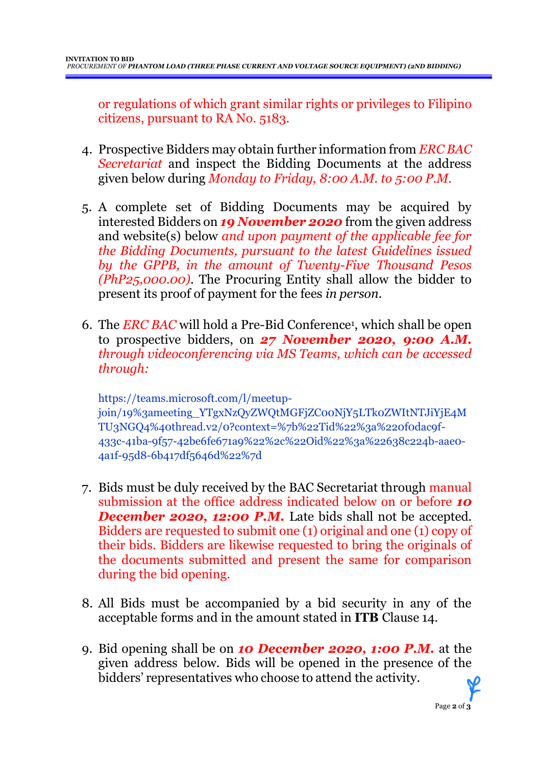or regulations of which grant similar rights or privileges to Filipino citizens, pursuant to RA No. 5183.

4. Prospective Bidders may obtain further information from *ERC BAC Secretariat* and inspect the Bidding Documents at the address given below during *Monday to Friday, 8:00 A.M. to 5:00 P.M.*

5. A complete set of Bidding Documents may be acquired by interested Bidders on ***19 November 2020*** from the given address and website(s) below *and upon payment of the applicable fee for the Bidding Documents, pursuant to the latest Guidelines issued by the GPPB, in the amount of Twenty-Five Thousand Pesos (PhP25,000.00)*. The Procuring Entity shall allow the bidder to present its proof of payment for the fees *in person*.

6. The *ERC BAC* will hold a Pre-Bid Conference[1], which shall be open to prospective bidders, on ***27 November 2020, 9:00 A.M.*** *through videoconferencing via MS Teams, which can be accessed through:*

   https://teams.microsoft.com/l/meetup-join/19%3ameeting_YTgxNzQyZWQtMGFjZC00NjY5LTk0ZWItNTJiYjE4MTU3NGQ4%40thread.v2/0?context=%7b%22Tid%22%3a%220f0dac9f-433c-41ba-9f57-42be6fe671a9%22%2c%22Oid%22%3a%22638c224b-aae0-4a1f-95d8-6b417df5646d%22%7d

7. Bids must be duly received by the BAC Secretariat through manual submission at the office address indicated below on or before ***10 December 2020, 12:00 P.M.*** Late bids shall not be accepted. Bidders are requested to submit one (1) original and one (1) copy of their bids. Bidders are likewise requested to bring the originals of the documents submitted and present the same for comparison during the bid opening.

8. All Bids must be accompanied by a bid security in any of the acceptable forms and in the amount stated in **ITB** Clause 14.

9. Bid opening shall be on ***10 December 2020, 1:00 P.M.*** at the given address below. Bids will be opened in the presence of the bidders' representatives who choose to attend the activity.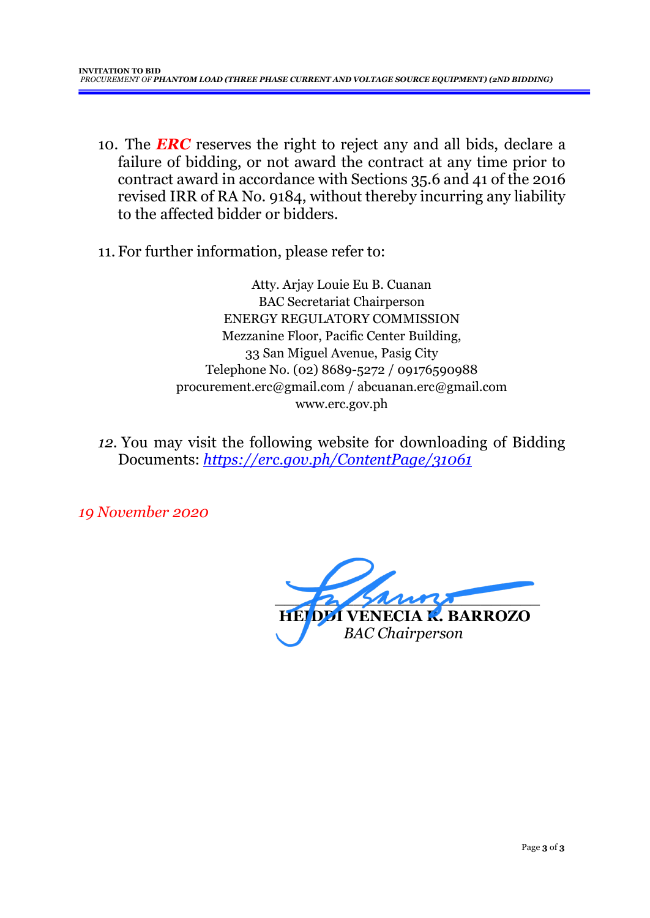10. The ***ERC*** reserves the right to reject any and all bids, declare a failure of bidding, or not award the contract at any time prior to contract award in accordance with Sections 35.6 and 41 of the 2016 revised IRR of RA No. 9184, without thereby incurring any liability to the affected bidder or bidders.

11. For further information, please refer to:

Atty. Arjay Louie Eu B. Cuanan
BAC Secretariat Chairperson
ENERGY REGULATORY COMMISSION
Mezzanine Floor, Pacific Center Building,
33 San Miguel Avenue, Pasig City
Telephone No. (02) 8689-5272 / 09176590988
procurement.erc@gmail.com / abcuanan.erc@gmail.com
www.erc.gov.ph

*12*. You may visit the following website for downloading of Bidding Documents: *https://erc.gov.ph/ContentPage/31061*

*19 November 2020*

**HEIDDI VENECIA R. BARROZO**
*BAC Chairperson*